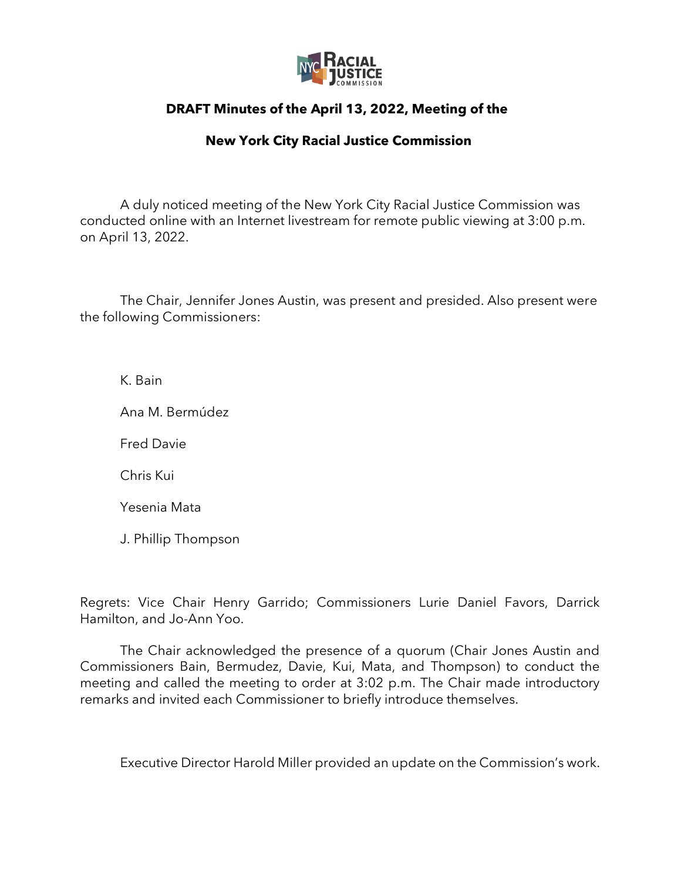# DRAFT Minutes of the April 13, 2022, Meeting of the

# New York City Racial Justice Commission

A duly noticed meeting of the New York City Racial Justice Commission was conducted online with an Internet livestream for remote public viewing at 3:00 p.m. on April 13, 2022.

The Chair, Jennifer Jones Austin, was present and presided. Also present were the following Commissioners:

K. Bain

Ana M. Bermúdez

Fred Davie

Chris Kui

Yesenia Mata

J. Phillip Thompson

Regrets: Vice Chair Henry Garrido; Commissioners Lurie Daniel Favors, Darrick Hamilton, and Jo-Ann Yoo.

The Chair acknowledged the presence of a quorum (Chair Jones Austin and Commissioners Bain, Bermudez, Davie, Kui, Mata, and Thompson) to conduct the meeting and called the meeting to order at 3:02 p.m. The Chair made introductory remarks and invited each Commissioner to briefly introduce themselves.

Executive Director Harold Miller provided an update on the Commission's work.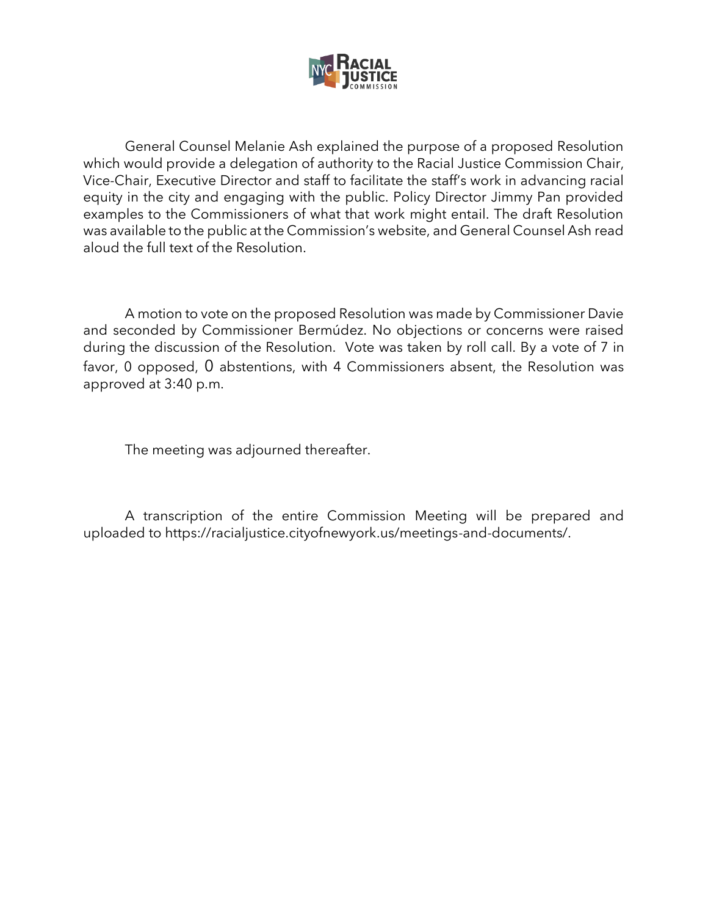General Counsel Melanie Ash explained the purpose of a proposed Resolution which would provide a delegation of authority to the Racial Justice Commission Chair, Vice-Chair, Executive Director and staff to facilitate the staff's work in advancing racial equity in the city and engaging with the public. Policy Director Jimmy Pan provided examples to the Commissioners of what that work might entail. The draft Resolution was available to the public at the Commission's website, and General Counsel Ash read aloud the full text of the Resolution.

A motion to vote on the proposed Resolution was made by Commissioner Davie and seconded by Commissioner Bermúdez. No objections or concerns were raised during the discussion of the Resolution. Vote was taken by roll call. By a vote of 7 in favor, 0 opposed, 0 abstentions, with 4 Commissioners absent, the Resolution was approved at 3:40 p.m.

The meeting was adjourned thereafter.

A transcription of the entire Commission Meeting will be prepared and uploaded to https://racialjustice.cityofnewyork.us/meetings-and-documents/.